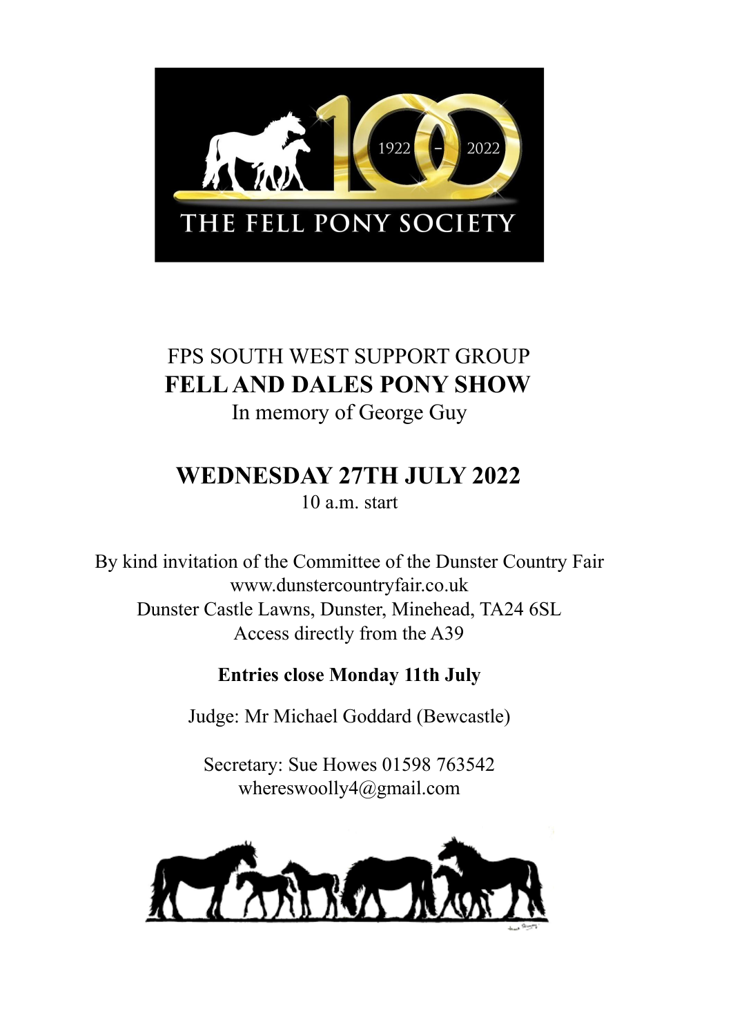FPS SOUTH WEST SUPPORT GROUP

# FELL AND DALES PONY SHOW

In memory of George Guy

## WEDNESDAY 27TH JULY 2022

10 a.m. start

By kind invitation of the Committee of the Dunster Country Fair
www.dunstercountryfair.co.uk
Dunster Castle Lawns, Dunster, Minehead, TA24 6SL
Access directly from the A39

**Entries close Monday 11th July**

Judge: Mr Michael Goddard (Bewcastle)

Secretary: Sue Howes 01598 763542
whereswoolly4@gmail.com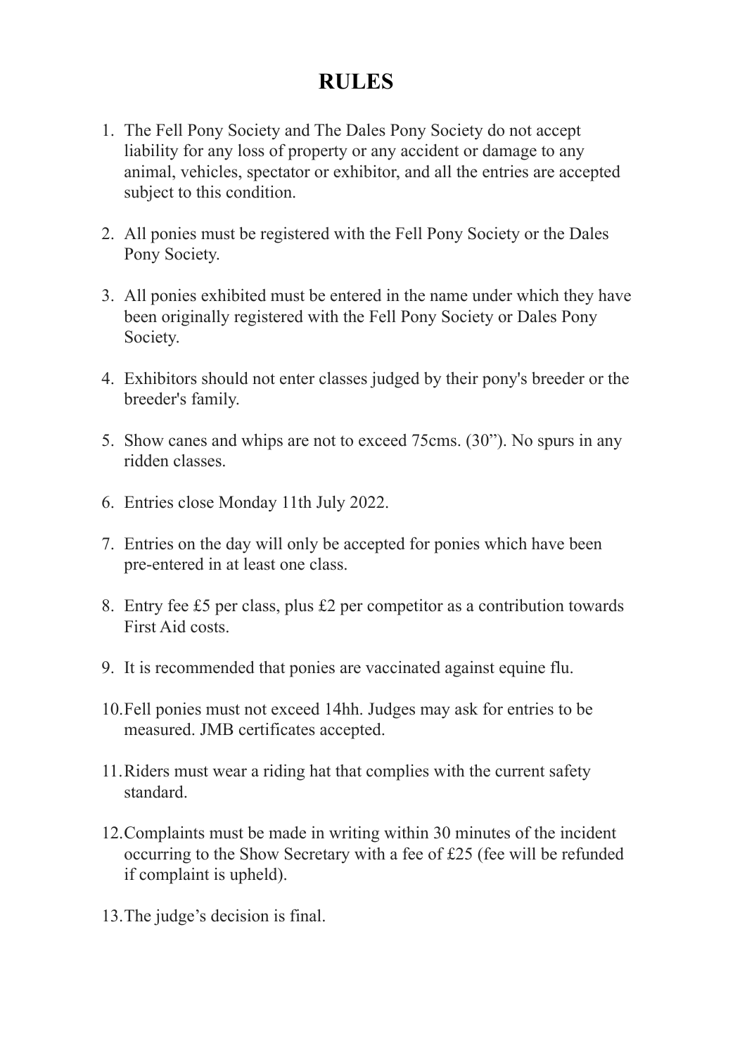# RULES

1. The Fell Pony Society and The Dales Pony Society do not accept liability for any loss of property or any accident or damage to any animal, vehicles, spectator or exhibitor, and all the entries are accepted subject to this condition.

2. All ponies must be registered with the Fell Pony Society or the Dales Pony Society.

3. All ponies exhibited must be entered in the name under which they have been originally registered with the Fell Pony Society or Dales Pony Society.

4. Exhibitors should not enter classes judged by their pony's breeder or the breeder's family.

5. Show canes and whips are not to exceed 75cms. (30"). No spurs in any ridden classes.

6. Entries close Monday 11th July 2022.

7. Entries on the day will only be accepted for ponies which have been pre-entered in at least one class.

8. Entry fee £5 per class, plus £2 per competitor as a contribution towards First Aid costs.

9. It is recommended that ponies are vaccinated against equine flu.

10. Fell ponies must not exceed 14hh. Judges may ask for entries to be measured. JMB certificates accepted.

11. Riders must wear a riding hat that complies with the current safety standard.

12. Complaints must be made in writing within 30 minutes of the incident occurring to the Show Secretary with a fee of £25 (fee will be refunded if complaint is upheld).

13. The judge's decision is final.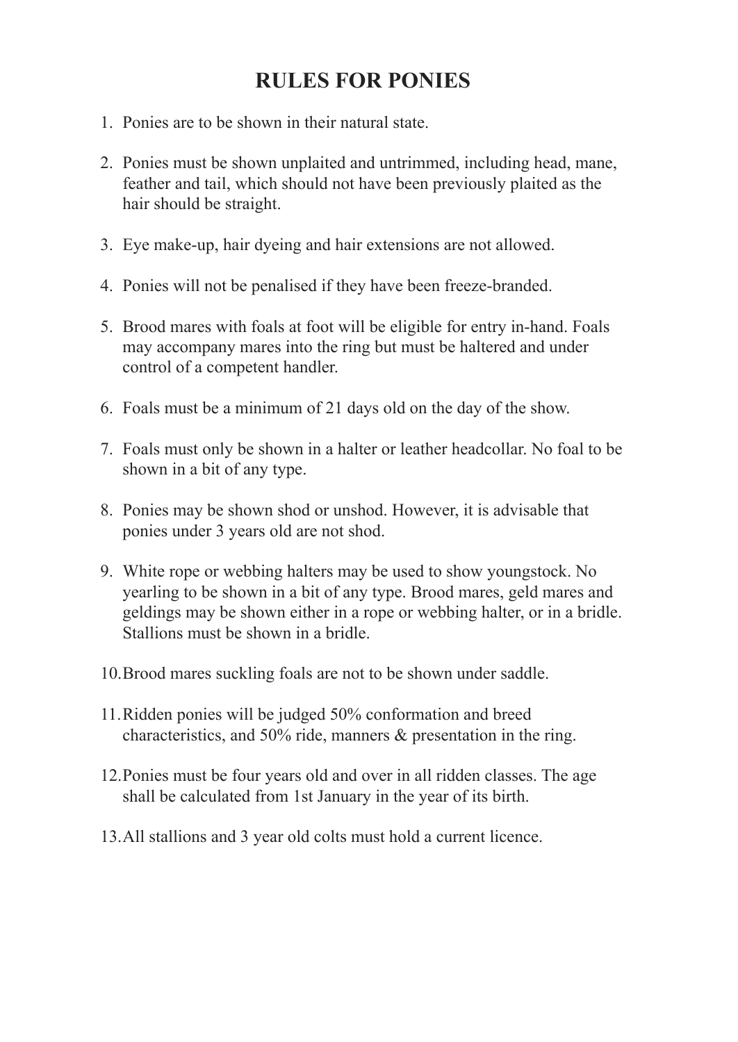# RULES FOR PONIES

1. Ponies are to be shown in their natural state.
2. Ponies must be shown unplaited and untrimmed, including head, mane, feather and tail, which should not have been previously plaited as the hair should be straight.
3. Eye make-up, hair dyeing and hair extensions are not allowed.
4. Ponies will not be penalised if they have been freeze-branded.
5. Brood mares with foals at foot will be eligible for entry in-hand. Foals may accompany mares into the ring but must be haltered and under control of a competent handler.
6. Foals must be a minimum of 21 days old on the day of the show.
7. Foals must only be shown in a halter or leather headcollar. No foal to be shown in a bit of any type.
8. Ponies may be shown shod or unshod. However, it is advisable that ponies under 3 years old are not shod.
9. White rope or webbing halters may be used to show youngstock. No yearling to be shown in a bit of any type. Brood mares, geld mares and geldings may be shown either in a rope or webbing halter, or in a bridle. Stallions must be shown in a bridle.
10. Brood mares suckling foals are not to be shown under saddle.
11. Ridden ponies will be judged 50% conformation and breed characteristics, and 50% ride, manners & presentation in the ring.
12. Ponies must be four years old and over in all ridden classes. The age shall be calculated from 1st January in the year of its birth.
13. All stallions and 3 year old colts must hold a current licence.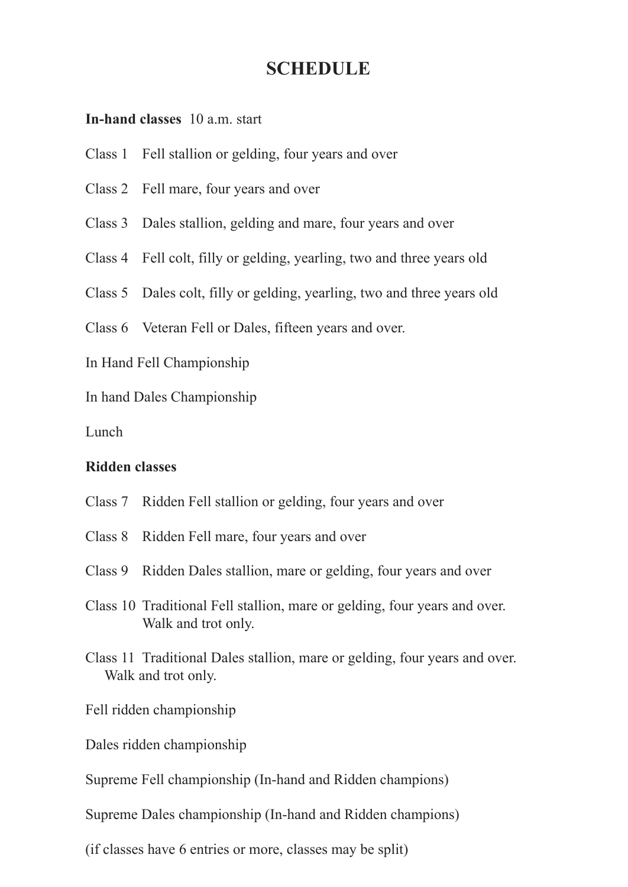# SCHEDULE

**In-hand classes** 10 a.m. start

Class 1 Fell stallion or gelding, four years and over

Class 2 Fell mare, four years and over

Class 3 Dales stallion, gelding and mare, four years and over

Class 4 Fell colt, filly or gelding, yearling, two and three years old

Class 5 Dales colt, filly or gelding, yearling, two and three years old

Class 6 Veteran Fell or Dales, fifteen years and over.

In Hand Fell Championship

In hand Dales Championship

Lunch

**Ridden classes**

Class 7 Ridden Fell stallion or gelding, four years and over

Class 8 Ridden Fell mare, four years and over

Class 9 Ridden Dales stallion, mare or gelding, four years and over

Class 10 Traditional Fell stallion, mare or gelding, four years and over. Walk and trot only.

Class 11 Traditional Dales stallion, mare or gelding, four years and over. Walk and trot only.

Fell ridden championship

Dales ridden championship

Supreme Fell championship (In-hand and Ridden champions)

Supreme Dales championship (In-hand and Ridden champions)

(if classes have 6 entries or more, classes may be split)